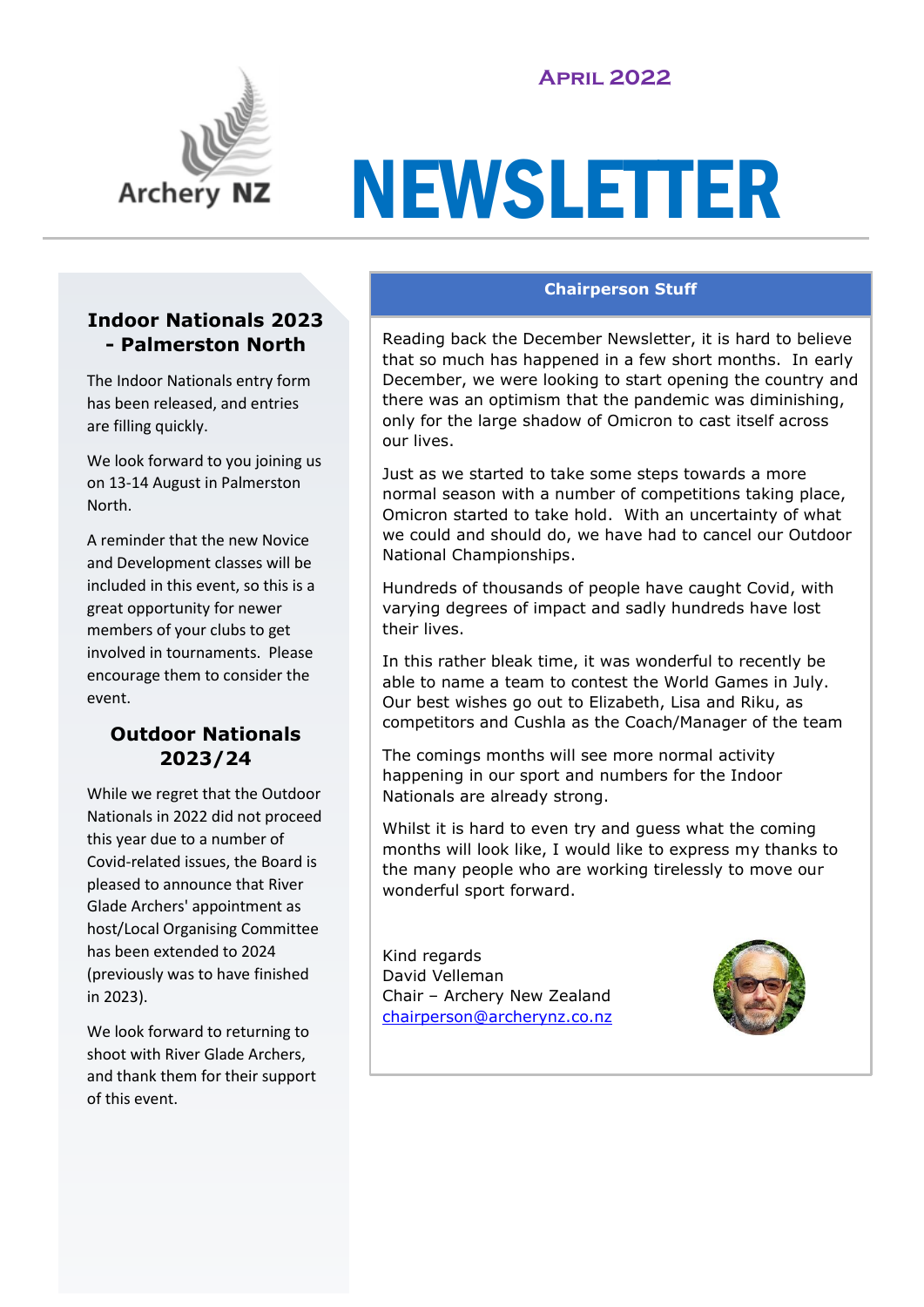April 2022

Archery NZ

# NEWSLETTER

## Indoor Nationals 2023 - Palmerston North

The Indoor Nationals entry form has been released, and entries are filling quickly.

We look forward to you joining us on 13-14 August in Palmerston North.

A reminder that the new Novice and Development classes will be included in this event, so this is a great opportunity for newer members of your clubs to get involved in tournaments. Please encourage them to consider the event.

## Outdoor Nationals 2023/24

While we regret that the Outdoor Nationals in 2022 did not proceed this year due to a number of Covid-related issues, the Board is pleased to announce that River Glade Archers' appointment as host/Local Organising Committee has been extended to 2024 (previously was to have finished in 2023).

We look forward to returning to shoot with River Glade Archers, and thank them for their support of this event.

## Chairperson Stuff

Reading back the December Newsletter, it is hard to believe that so much has happened in a few short months. In early December, we were looking to start opening the country and there was an optimism that the pandemic was diminishing, only for the large shadow of Omicron to cast itself across our lives.

Just as we started to take some steps towards a more normal season with a number of competitions taking place, Omicron started to take hold. With an uncertainty of what we could and should do, we have had to cancel our Outdoor National Championships.

Hundreds of thousands of people have caught Covid, with varying degrees of impact and sadly hundreds have lost their lives.

In this rather bleak time, it was wonderful to recently be able to name a team to contest the World Games in July. Our best wishes go out to Elizabeth, Lisa and Riku, as competitors and Cushla as the Coach/Manager of the team

The comings months will see more normal activity happening in our sport and numbers for the Indoor Nationals are already strong.

Whilst it is hard to even try and guess what the coming months will look like, I would like to express my thanks to the many people who are working tirelessly to move our wonderful sport forward.

Kind regards
David Velleman
Chair – Archery New Zealand
chairperson@archerynz.co.nz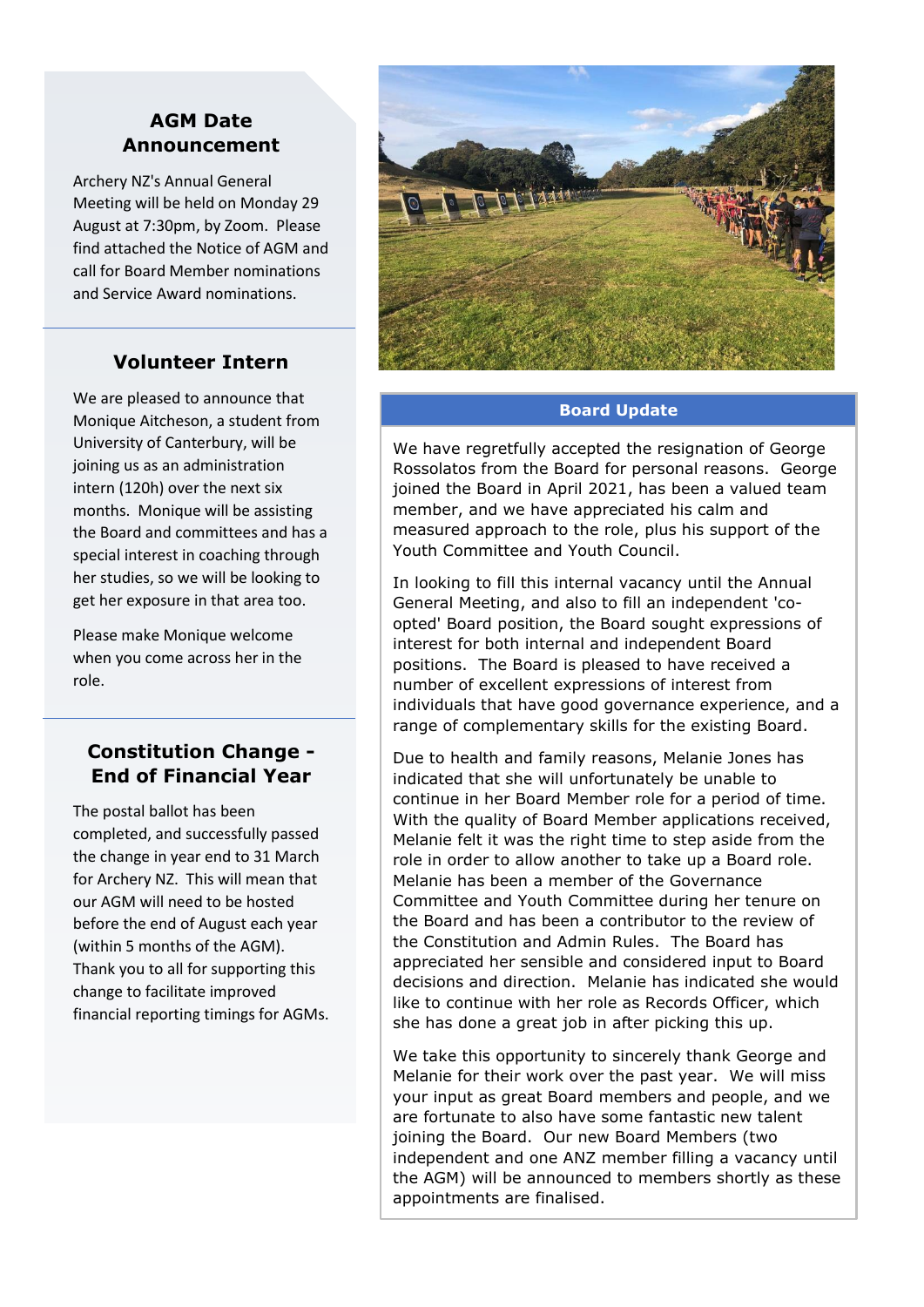## AGM Date Announcement

Archery NZ's Annual General Meeting will be held on Monday 29 August at 7:30pm, by Zoom. Please find attached the Notice of AGM and call for Board Member nominations and Service Award nominations.

## Volunteer Intern

We are pleased to announce that Monique Aitcheson, a student from University of Canterbury, will be joining us as an administration intern (120h) over the next six months. Monique will be assisting the Board and committees and has a special interest in coaching through her studies, so we will be looking to get her exposure in that area too.

Please make Monique welcome when you come across her in the role.

## Constitution Change - End of Financial Year

The postal ballot has been completed, and successfully passed the change in year end to 31 March for Archery NZ. This will mean that our AGM will need to be hosted before the end of August each year (within 5 months of the AGM). Thank you to all for supporting this change to facilitate improved financial reporting timings for AGMs.

## Board Update

We have regretfully accepted the resignation of George Rossolatos from the Board for personal reasons. George joined the Board in April 2021, has been a valued team member, and we have appreciated his calm and measured approach to the role, plus his support of the Youth Committee and Youth Council.

In looking to fill this internal vacancy until the Annual General Meeting, and also to fill an independent 'co-opted' Board position, the Board sought expressions of interest for both internal and independent Board positions. The Board is pleased to have received a number of excellent expressions of interest from individuals that have good governance experience, and a range of complementary skills for the existing Board.

Due to health and family reasons, Melanie Jones has indicated that she will unfortunately be unable to continue in her Board Member role for a period of time. With the quality of Board Member applications received, Melanie felt it was the right time to step aside from the role in order to allow another to take up a Board role. Melanie has been a member of the Governance Committee and Youth Committee during her tenure on the Board and has been a contributor to the review of the Constitution and Admin Rules. The Board has appreciated her sensible and considered input to Board decisions and direction. Melanie has indicated she would like to continue with her role as Records Officer, which she has done a great job in after picking this up.

We take this opportunity to sincerely thank George and Melanie for their work over the past year. We will miss your input as great Board members and people, and we are fortunate to also have some fantastic new talent joining the Board. Our new Board Members (two independent and one ANZ member filling a vacancy until the AGM) will be announced to members shortly as these appointments are finalised.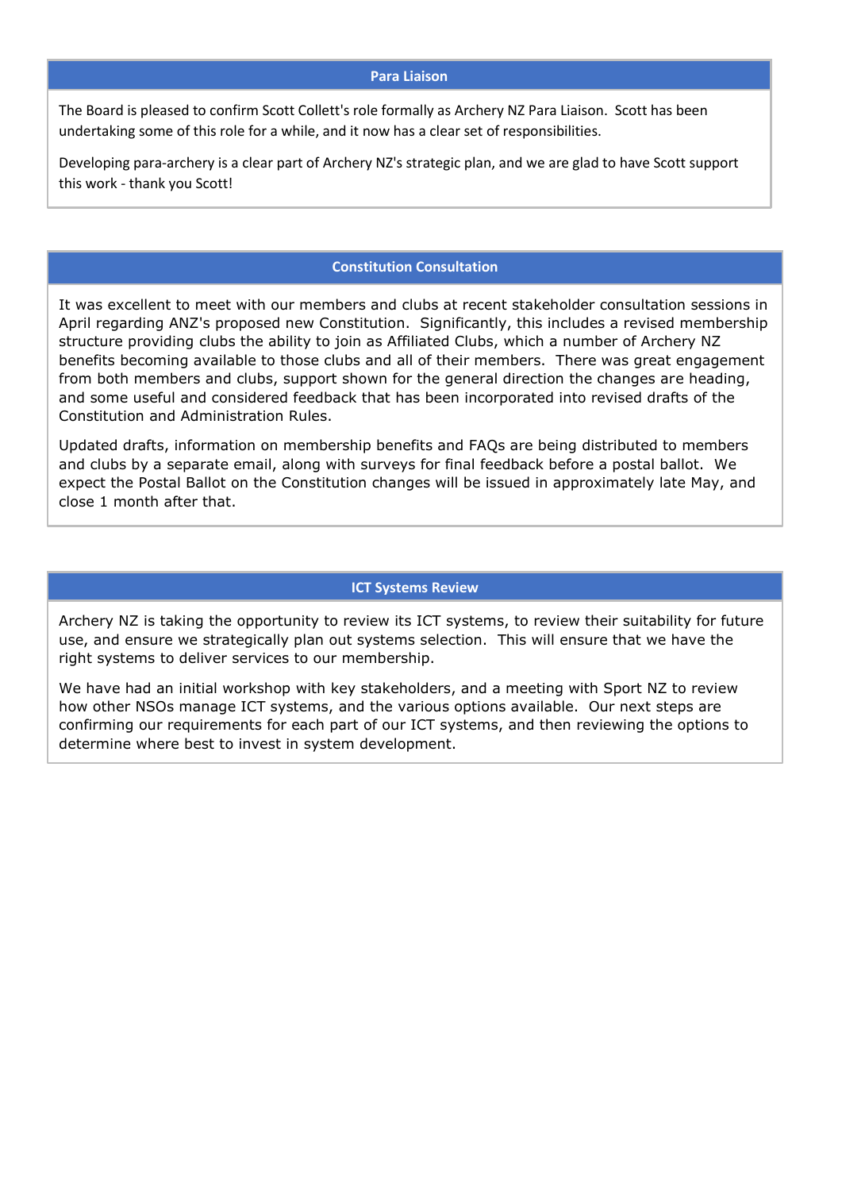## Para Liaison

The Board is pleased to confirm Scott Collett's role formally as Archery NZ Para Liaison. Scott has been undertaking some of this role for a while, and it now has a clear set of responsibilities.

Developing para-archery is a clear part of Archery NZ's strategic plan, and we are glad to have Scott support this work - thank you Scott!

## Constitution Consultation

It was excellent to meet with our members and clubs at recent stakeholder consultation sessions in April regarding ANZ's proposed new Constitution. Significantly, this includes a revised membership structure providing clubs the ability to join as Affiliated Clubs, which a number of Archery NZ benefits becoming available to those clubs and all of their members. There was great engagement from both members and clubs, support shown for the general direction the changes are heading, and some useful and considered feedback that has been incorporated into revised drafts of the Constitution and Administration Rules.

Updated drafts, information on membership benefits and FAQs are being distributed to members and clubs by a separate email, along with surveys for final feedback before a postal ballot. We expect the Postal Ballot on the Constitution changes will be issued in approximately late May, and close 1 month after that.

## ICT Systems Review

Archery NZ is taking the opportunity to review its ICT systems, to review their suitability for future use, and ensure we strategically plan out systems selection. This will ensure that we have the right systems to deliver services to our membership.

We have had an initial workshop with key stakeholders, and a meeting with Sport NZ to review how other NSOs manage ICT systems, and the various options available. Our next steps are confirming our requirements for each part of our ICT systems, and then reviewing the options to determine where best to invest in system development.